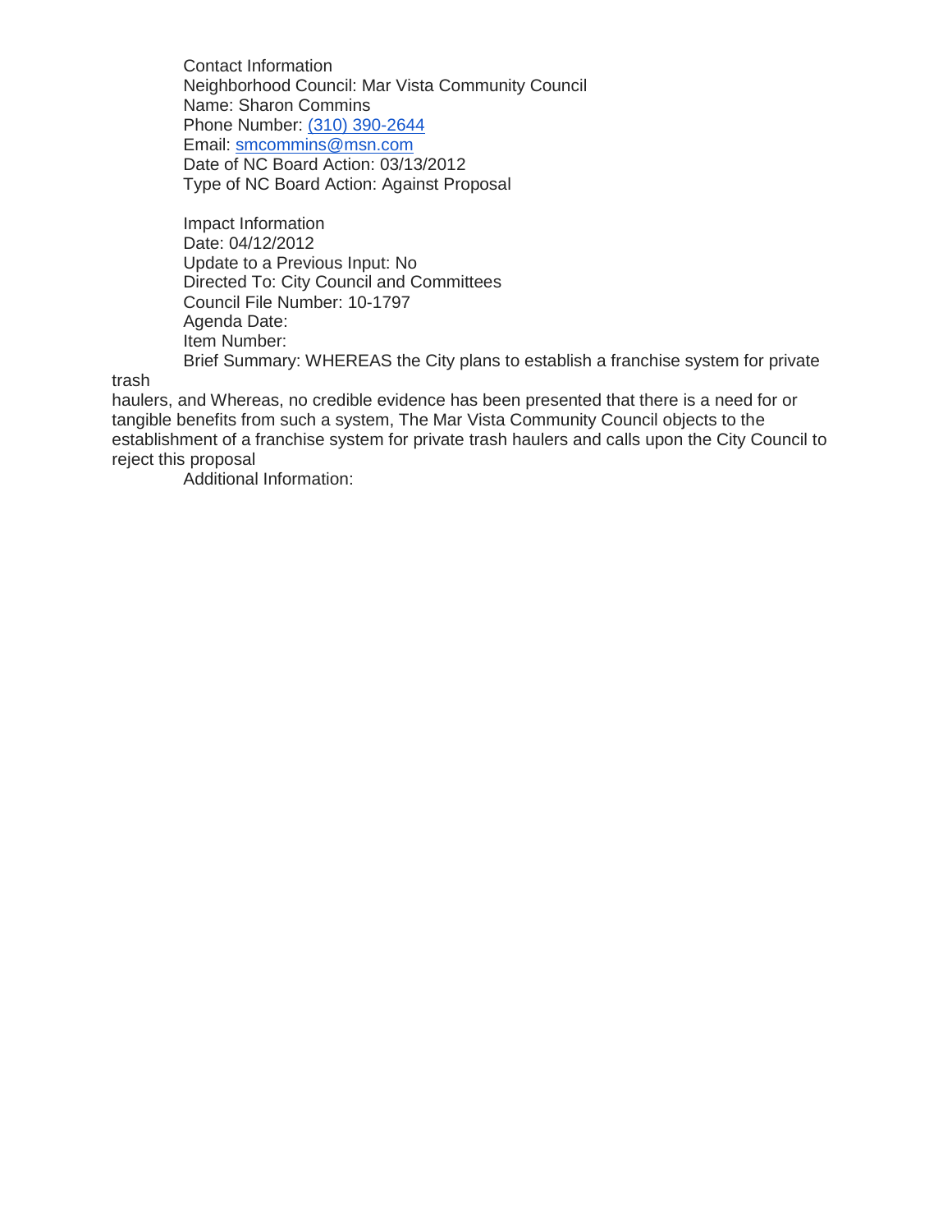Contact Information
Neighborhood Council: Mar Vista Community Council
Name: Sharon Commins
Phone Number: (310) 390-2644
Email: smcommins@msn.com
Date of NC Board Action: 03/13/2012
Type of NC Board Action: Against Proposal

Impact Information
Date: 04/12/2012
Update to a Previous Input: No
Directed To: City Council and Committees
Council File Number: 10-1797
Agenda Date:
Item Number:
Brief Summary: WHEREAS the City plans to establish a franchise system for private trash haulers, and Whereas, no credible evidence has been presented that there is a need for or tangible benefits from such a system, The Mar Vista Community Council objects to the establishment of a franchise system for private trash haulers and calls upon the City Council to reject this proposal
Additional Information: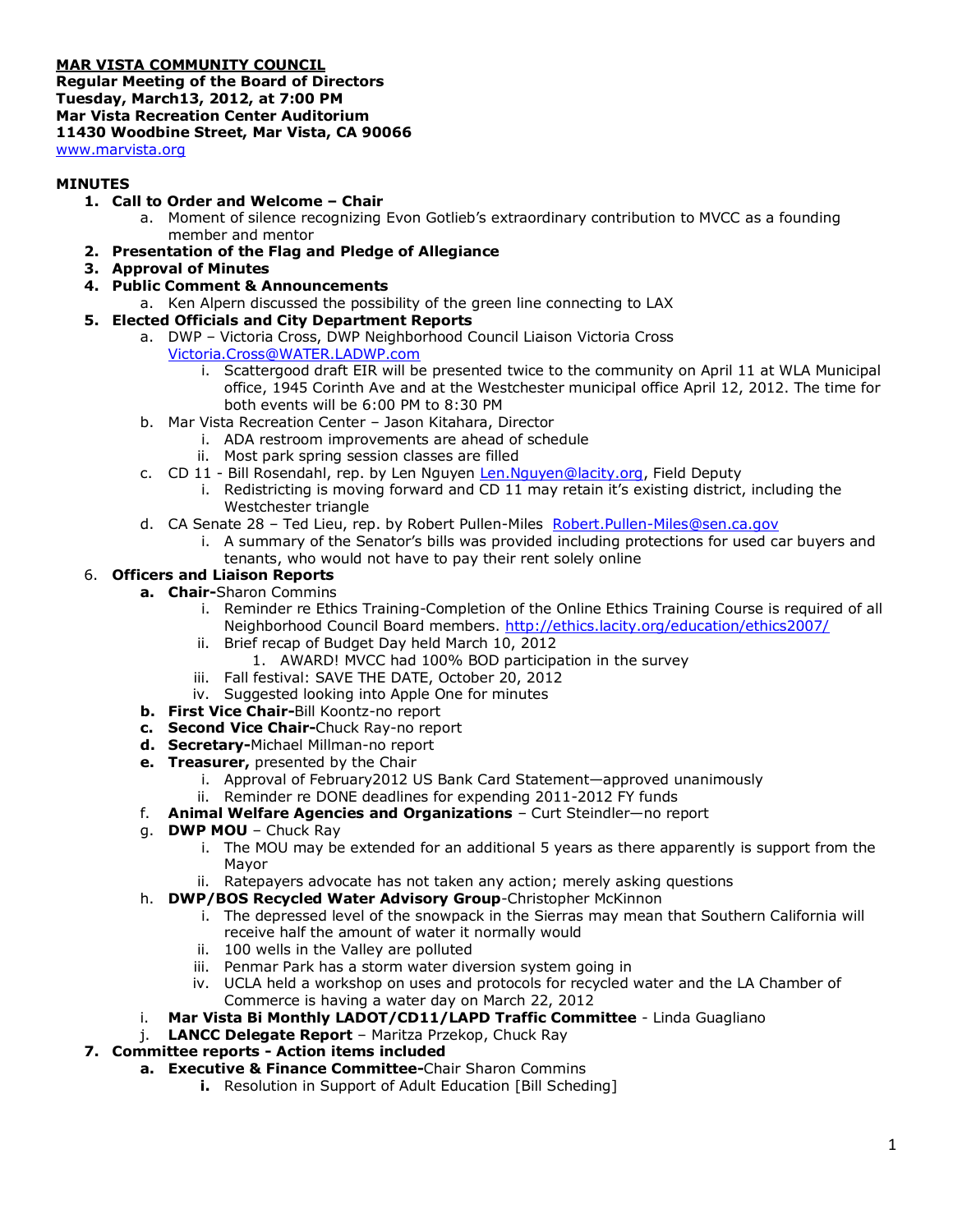**MAR VISTA COMMUNITY COUNCIL**
**Regular Meeting of the Board of Directors**
**Tuesday, March13, 2012, at 7:00 PM**
**Mar Vista Recreation Center Auditorium**
**11430 Woodbine Street, Mar Vista, CA 90066**
www.marvista.org

**MINUTES**

1. **Call to Order and Welcome – Chair**
   a. Moment of silence recognizing Evon Gotlieb's extraordinary contribution to MVCC as a founding member and mentor
2. **Presentation of the Flag and Pledge of Allegiance**
3. **Approval of Minutes**
4. **Public Comment & Announcements**
   a. Ken Alpern discussed the possibility of the green line connecting to LAX
5. **Elected Officials and City Department Reports**
   a. DWP – Victoria Cross, DWP Neighborhood Council Liaison Victoria Cross Victoria.Cross@WATER.LADWP.com
      i. Scattergood draft EIR will be presented twice to the community on April 11 at WLA Municipal office, 1945 Corinth Ave and at the Westchester municipal office April 12, 2012. The time for both events will be 6:00 PM to 8:30 PM
   b. Mar Vista Recreation Center – Jason Kitahara, Director
      i. ADA restroom improvements are ahead of schedule
      ii. Most park spring session classes are filled
   c. CD 11 - Bill Rosendahl, rep. by Len Nguyen Len.Nguyen@lacity.org, Field Deputy
      i. Redistricting is moving forward and CD 11 may retain it's existing district, including the Westchester triangle
   d. CA Senate 28 – Ted Lieu, rep. by Robert Pullen-Miles Robert.Pullen-Miles@sen.ca.gov
      i. A summary of the Senator's bills was provided including protections for used car buyers and tenants, who would not have to pay their rent solely online
6. **Officers and Liaison Reports**
   a. **Chair-**Sharon Commins
      i. Reminder re Ethics Training-Completion of the Online Ethics Training Course is required of all Neighborhood Council Board members. http://ethics.lacity.org/education/ethics2007/
      ii. Brief recap of Budget Day held March 10, 2012
         1. AWARD! MVCC had 100% BOD participation in the survey
      iii. Fall festival: SAVE THE DATE, October 20, 2012
      iv. Suggested looking into Apple One for minutes
   b. **First Vice Chair-**Bill Koontz-no report
   c. **Second Vice Chair-**Chuck Ray-no report
   d. **Secretary-**Michael Millman-no report
   e. **Treasurer,** presented by the Chair
      i. Approval of February2012 US Bank Card Statement—approved unanimously
      ii. Reminder re DONE deadlines for expending 2011-2012 FY funds
   f. **Animal Welfare Agencies and Organizations** – Curt Steindler—no report
   g. **DWP MOU** – Chuck Ray
      i. The MOU may be extended for an additional 5 years as there apparently is support from the Mayor
      ii. Ratepayers advocate has not taken any action; merely asking questions
   h. **DWP/BOS Recycled Water Advisory Group**-Christopher McKinnon
      i. The depressed level of the snowpack in the Sierras may mean that Southern California will receive half the amount of water it normally would
      ii. 100 wells in the Valley are polluted
      iii. Penmar Park has a storm water diversion system going in
      iv. UCLA held a workshop on uses and protocols for recycled water and the LA Chamber of Commerce is having a water day on March 22, 2012
   i. **Mar Vista Bi Monthly LADOT/CD11/LAPD Traffic Committee** - Linda Guagliano
   j. **LANCC Delegate Report** – Maritza Przekop, Chuck Ray
7. **Committee reports - Action items included**
   a. **Executive & Finance Committee-**Chair Sharon Commins
      i. Resolution in Support of Adult Education [Bill Scheding]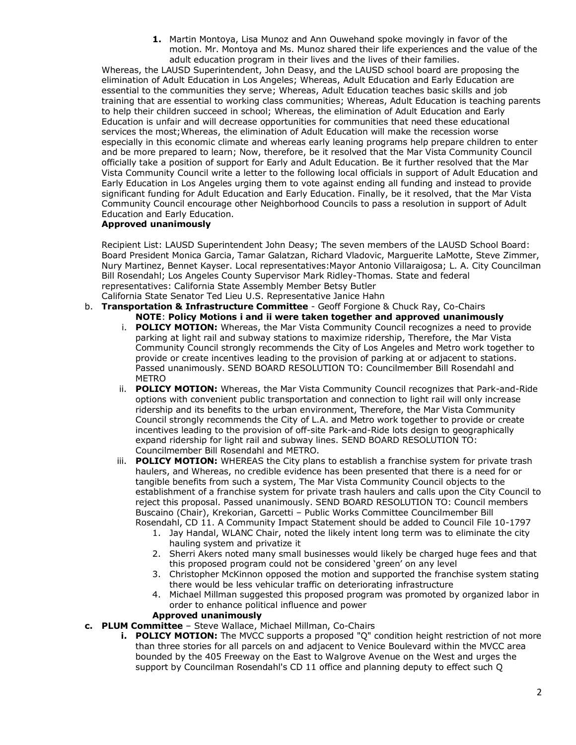1. Martin Montoya, Lisa Munoz and Ann Ouwehand spoke movingly in favor of the motion. Mr. Montoya and Ms. Munoz shared their life experiences and the value of the adult education program in their lives and the lives of their families.

Whereas, the LAUSD Superintendent, John Deasy, and the LAUSD school board are proposing the elimination of Adult Education in Los Angeles; Whereas, Adult Education and Early Education are essential to the communities they serve; Whereas, Adult Education teaches basic skills and job training that are essential to working class communities; Whereas, Adult Education is teaching parents to help their children succeed in school; Whereas, the elimination of Adult Education and Early Education is unfair and will decrease opportunities for communities that need these educational services the most;Whereas, the elimination of Adult Education will make the recession worse especially in this economic climate and whereas early leaning programs help prepare children to enter and be more prepared to learn; Now, therefore, be it resolved that the Mar Vista Community Council officially take a position of support for Early and Adult Education. Be it further resolved that the Mar Vista Community Council write a letter to the following local officials in support of Adult Education and Early Education in Los Angeles urging them to vote against ending all funding and instead to provide significant funding for Adult Education and Early Education. Finally, be it resolved, that the Mar Vista Community Council encourage other Neighborhood Councils to pass a resolution in support of Adult Education and Early Education.

**Approved unanimously**

Recipient List: LAUSD Superintendent John Deasy; The seven members of the LAUSD School Board: Board President Monica Garcia, Tamar Galatzan, Richard Vladovic, Marguerite LaMotte, Steve Zimmer, Nury Martinez, Bennet Kayser. Local representatives:Mayor Antonio Villaraigosa; L. A. City Councilman Bill Rosendahl; Los Angeles County Supervisor Mark Ridley-Thomas. State and federal representatives: California State Assembly Member Betsy Butler
California State Senator Ted Lieu U.S. Representative Janice Hahn

b. **Transportation & Infrastructure Committee** - Geoff Forgione & Chuck Ray, Co-Chairs
   **NOTE**: **Policy Motions i and ii were taken together and approved unanimously**
   i. **POLICY MOTION:** Whereas, the Mar Vista Community Council recognizes a need to provide parking at light rail and subway stations to maximize ridership, Therefore, the Mar Vista Community Council strongly recommends the City of Los Angeles and Metro work together to provide or create incentives leading to the provision of parking at or adjacent to stations. Passed unanimously. SEND BOARD RESOLUTION TO: Councilmember Bill Rosendahl and METRO
   ii. **POLICY MOTION:** Whereas, the Mar Vista Community Council recognizes that Park-and-Ride options with convenient public transportation and connection to light rail will only increase ridership and its benefits to the urban environment, Therefore, the Mar Vista Community Council strongly recommends the City of L.A. and Metro work together to provide or create incentives leading to the provision of off-site Park-and-Ride lots design to geographically expand ridership for light rail and subway lines. SEND BOARD RESOLUTION TO: Councilmember Bill Rosendahl and METRO.
   iii. **POLICY MOTION:** WHEREAS the City plans to establish a franchise system for private trash haulers, and Whereas, no credible evidence has been presented that there is a need for or tangible benefits from such a system, The Mar Vista Community Council objects to the establishment of a franchise system for private trash haulers and calls upon the City Council to reject this proposal. Passed unanimously. SEND BOARD RESOLUTION TO: Council members Buscaino (Chair), Krekorian, Garcetti – Public Works Committee Councilmember Bill Rosendahl, CD 11. A Community Impact Statement should be added to Council File 10-1797
      1. Jay Handal, WLANC Chair, noted the likely intent long term was to eliminate the city hauling system and privatize it
      2. Sherri Akers noted many small businesses would likely be charged huge fees and that this proposed program could not be considered 'green' on any level
      3. Christopher McKinnon opposed the motion and supported the franchise system stating there would be less vehicular traffic on deteriorating infrastructure
      4. Michael Millman suggested this proposed program was promoted by organized labor in order to enhance political influence and power

      **Approved unanimously**

c. **PLUM Committee** – Steve Wallace, Michael Millman, Co-Chairs
   i. **POLICY MOTION:** The MVCC supports a proposed "Q" condition height restriction of not more than three stories for all parcels on and adjacent to Venice Boulevard within the MVCC area bounded by the 405 Freeway on the East to Walgrove Avenue on the West and urges the support by Councilman Rosendahl's CD 11 office and planning deputy to effect such Q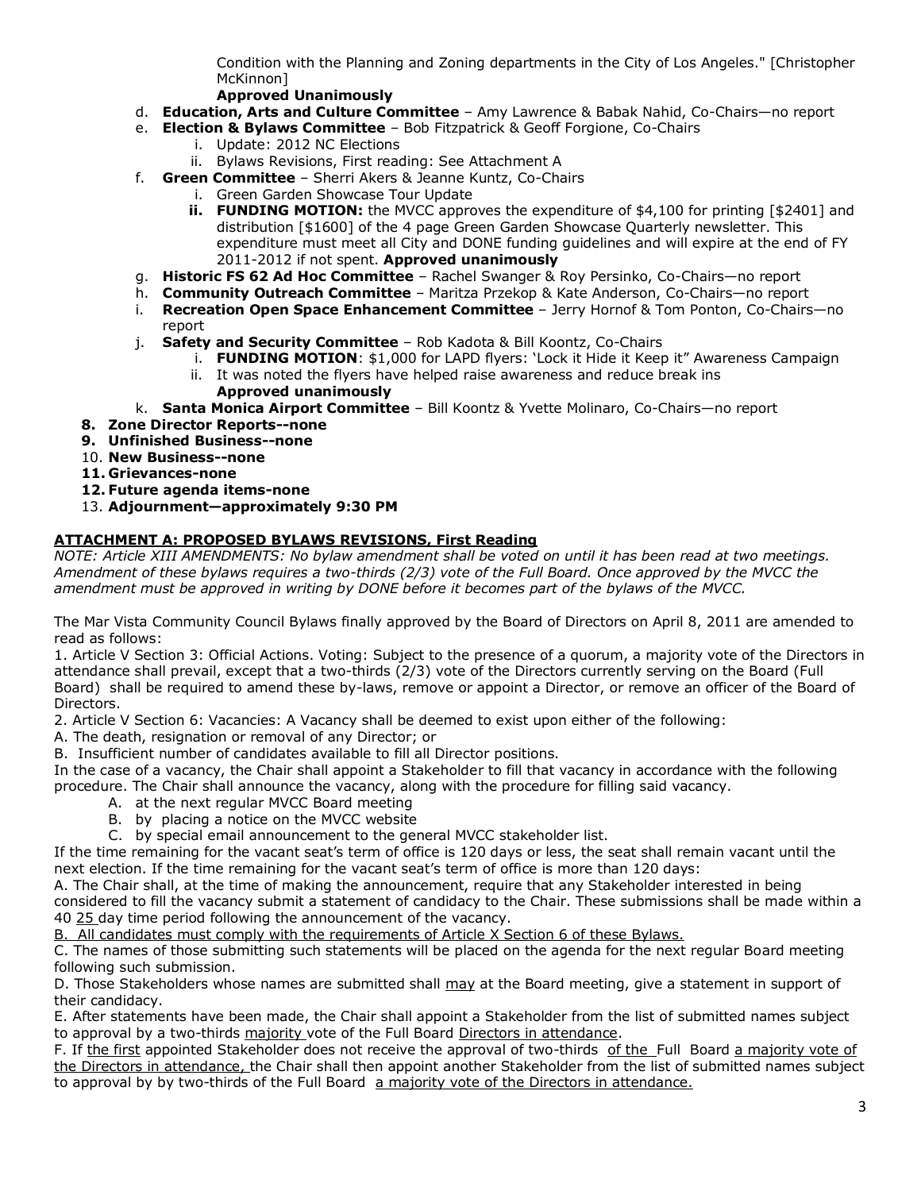Condition with the Planning and Zoning departments in the City of Los Angeles." [Christopher McKinnon]

**Approved Unanimously**

d. **Education, Arts and Culture Committee** – Amy Lawrence & Babak Nahid, Co-Chairs—no report

e. **Election & Bylaws Committee** – Bob Fitzpatrick & Geoff Forgione, Co-Chairs

   i. Update: 2012 NC Elections

   ii. Bylaws Revisions, First reading: See Attachment A

f. **Green Committee** – Sherri Akers & Jeanne Kuntz, Co-Chairs

   i. Green Garden Showcase Tour Update

   **ii. FUNDING MOTION:** the MVCC approves the expenditure of $4,100 for printing [$2401] and distribution [$1600] of the 4 page Green Garden Showcase Quarterly newsletter. This expenditure must meet all City and DONE funding guidelines and will expire at the end of FY 2011-2012 if not spent. **Approved unanimously**

g. **Historic FS 62 Ad Hoc Committee** – Rachel Swanger & Roy Persinko, Co-Chairs—no report

h. **Community Outreach Committee** – Maritza Przekop & Kate Anderson, Co-Chairs—no report

i. **Recreation Open Space Enhancement Committee** – Jerry Hornof & Tom Ponton, Co-Chairs—no report

j. **Safety and Security Committee** – Rob Kadota & Bill Koontz, Co-Chairs

   i. **FUNDING MOTION**: $1,000 for LAPD flyers: 'Lock it Hide it Keep it" Awareness Campaign

   ii. It was noted the flyers have helped raise awareness and reduce break ins

   **Approved unanimously**

k. **Santa Monica Airport Committee** – Bill Koontz & Yvette Molinaro, Co-Chairs—no report

**8. Zone Director Reports--none**

**9. Unfinished Business--none**

10. **New Business--none**

**11. Grievances-none**

**12. Future agenda items-none**

13. **Adjournment—approximately 9:30 PM**

**<u>ATTACHMENT A: PROPOSED BYLAWS REVISIONS, First Reading</u>**

*NOTE: Article XIII AMENDMENTS: No bylaw amendment shall be voted on until it has been read at two meetings. Amendment of these bylaws requires a two-thirds (2/3) vote of the Full Board. Once approved by the MVCC the amendment must be approved in writing by DONE before it becomes part of the bylaws of the MVCC.*

The Mar Vista Community Council Bylaws finally approved by the Board of Directors on April 8, 2011 are amended to read as follows:

1. Article V Section 3: Official Actions. Voting: Subject to the presence of a quorum, a majority vote of the Directors in attendance shall prevail, except that a two-thirds (2/3) vote of the Directors currently serving on the Board (Full Board) shall be required to amend these by-laws, remove or appoint a Director, or remove an officer of the Board of Directors.

2. Article V Section 6: Vacancies: A Vacancy shall be deemed to exist upon either of the following:

A. The death, resignation or removal of any Director; or

B. Insufficient number of candidates available to fill all Director positions.

In the case of a vacancy, the Chair shall appoint a Stakeholder to fill that vacancy in accordance with the following procedure. The Chair shall announce the vacancy, along with the procedure for filling said vacancy.

A. at the next regular MVCC Board meeting

B. by placing a notice on the MVCC website

C. by special email announcement to the general MVCC stakeholder list.

If the time remaining for the vacant seat's term of office is 120 days or less, the seat shall remain vacant until the next election. If the time remaining for the vacant seat's term of office is more than 120 days:

A. The Chair shall, at the time of making the announcement, require that any Stakeholder interested in being considered to fill the vacancy submit a statement of candidacy to the Chair. These submissions shall be made within a 40 <u>25</u> day time period following the announcement of the vacancy.

<u>B. All candidates must comply with the requirements of Article X Section 6 of these Bylaws.</u>

C. The names of those submitting such statements will be placed on the agenda for the next regular Board meeting following such submission.

D. Those Stakeholders whose names are submitted shall <u>may</u> at the Board meeting, give a statement in support of their candidacy.

E. After statements have been made, the Chair shall appoint a Stakeholder from the list of submitted names subject to approval by a two-thirds <u>majority</u> vote of the Full Board <u>Directors in attendance</u>.

F. If <u>the first</u> appointed Stakeholder does not receive the approval of two-thirds <u>of the</u> Full Board <u>a majority vote of the Directors in attendance,</u> the Chair shall then appoint another Stakeholder from the list of submitted names subject to approval by by two-thirds of the Full Board <u>a majority vote of the Directors in attendance.</u>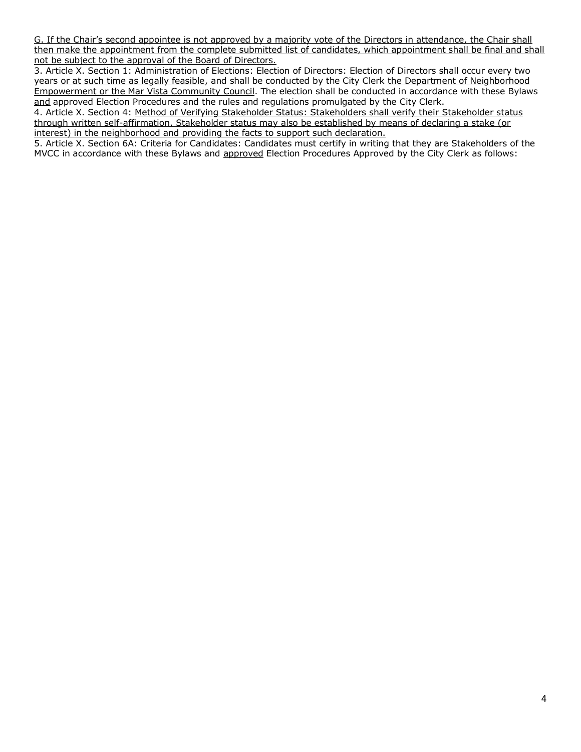<u>G. If the Chair's second appointee is not approved by a majority vote of the Directors in attendance, the Chair shall then make the appointment from the complete submitted list of candidates, which appointment shall be final and shall not be subject to the approval of the Board of Directors.</u>

3. Article X. Section 1: Administration of Elections: Election of Directors: Election of Directors shall occur every two years <u>or at such time as legally feasible</u>, and shall be conducted by the City Clerk <u>the Department of Neighborhood Empowerment or the Mar Vista Community Council</u>. The election shall be conducted in accordance with these Bylaws <u>and</u> approved Election Procedures and the rules and regulations promulgated by the City Clerk.

4. Article X. Section 4: <u>Method of Verifying Stakeholder Status: Stakeholders shall verify their Stakeholder status through written self-affirmation. Stakeholder status may also be established by means of declaring a stake (or interest) in the neighborhood and providing the facts to support such declaration.</u>

5. Article X. Section 6A: Criteria for Candidates: Candidates must certify in writing that they are Stakeholders of the MVCC in accordance with these Bylaws and <u>approved</u> Election Procedures Approved by the City Clerk as follows: